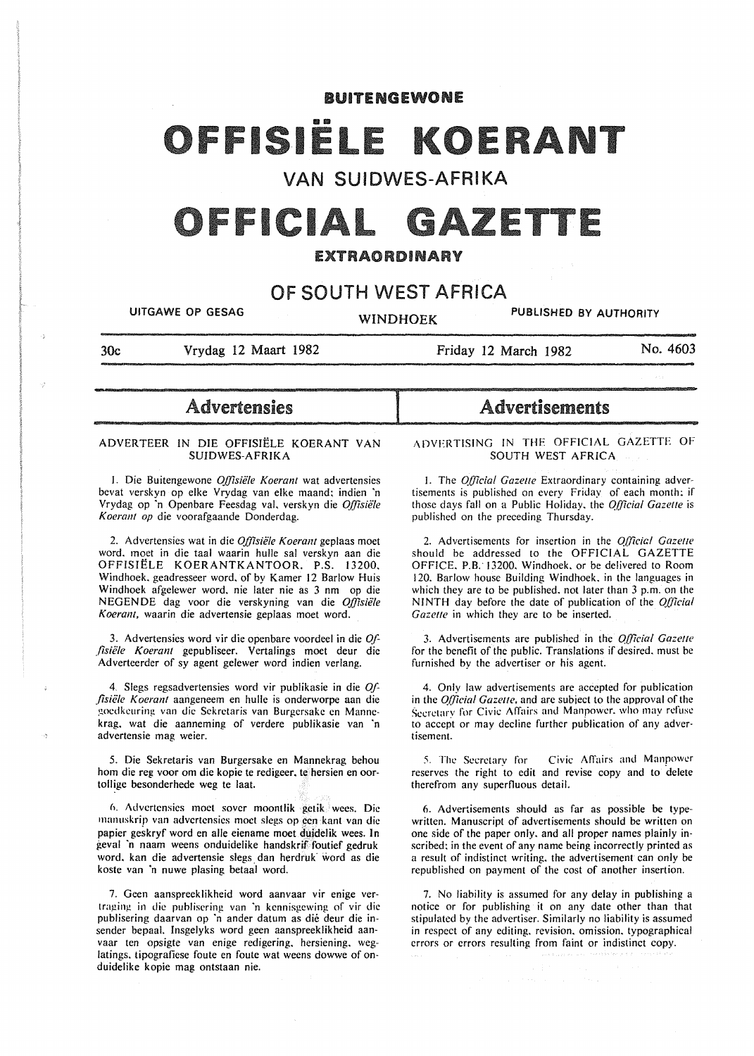# BUITENGEWONE

# OFFISIËLE KOERANT

## VAN SUIDWES-AFRIKA

# OFFICIAL GAZETTE

## EXTRAORDINARY

## OF SOUTH WEST AFRICA

UITGAWE OP GESAG — WINDHOEK — PUBLISHED BY AUTHORITY

30c — Vrydag 12 Maart 1982 — Friday 12 March 1982 — No. 4603

## Advertensies

### ADVERTEER IN DIE OFFISIËLE KOERANT VAN SUIDWES-AFRIKA

1. Die Buitengewone *Offisiële Koerant* wat advertensies bevat verskyn op elke Vrydag van elke maand; indien 'n Vrydag op 'n Openbare Feesdag val, verskyn die *Offisiële Koerant op* die voorafgaande Donderdag.

2. Advertensies wat in die *Offisiële Koerant* geplaas moet word, moet in die taal waarin hulle sal verskyn aan die OFFISIËLE KOERANTKANTOOR, P.S. 13200, Windhoek, geadresseer word, of by Kamer 12 Barlow Huis Windhoek afgelewer word, nie later nie as 3 nm op die NEGENDE dag voor die verskyning van die *Offisiële Koerant,* waarin die advertensie geplaas moet word.

3. Advertensies word vir die openbare voordeel in die *Offisiële Koerant* gepubliseer. Vertalings moet deur die Adverteerder of sy agent gelewer word indien verlang.

4. Slegs regsadvertensies word vir publikasie in die *Offisiële Koerant* aangeneem en hulle is onderworpe aan die goedkeuring van die Sekretaris van Burgersake en Mannekrag, wat die aanneming of verdere publikasie van 'n advertensie mag weier.

5. Die Sekretaris van Burgersake en Mannekrag behou hom die reg voor om die kopie te redigeer, te hersien en oortollige besonderhede weg te laat.

6. Advertensies moet sover moontlik getik wees. Die manuskrip van advertensies moet slegs op een kant van die papier geskryf word en alle eiename moet duidelik wees. In geval 'n naam weens onduidelike handskrif foutief gedruk word, kan die advertensie slegs dan herdruk word as die koste van 'n nuwe plasing betaal word.

7. Geen aanspreeklikheid word aanvaar vir enige vertraging in die publisering van 'n kennisgewing of vir die publisering daarvan op 'n ander datum as dié deur die insender bepaal. Insgelyks word geen aanspreeklikheid aanvaar ten opsigte van enige redigering, hersiening, weglatings, tipografiese foute en foute wat weens dowwe of onduidelike kopie mag ontstaan nie.

## Advertisements

### ADVERTISING IN THE OFFICIAL GAZETTE OF SOUTH WEST AFRICA

1. The *Official Gazette* Extraordinary containing advertisements is published on every Friday of each month; if those days fall on a Public Holiday, the *Official Gazette* is published on the preceding Thursday.

2. Advertisements for insertion in the *Official Gazette* should be addressed to the OFFICIAL GAZETTE OFFICE, P.B. 13200, Windhoek, or be delivered to Room 120, Barlow house Building Windhoek, in the languages in which they are to be published, not later than 3 p.m. on the NINTH day before the date of publication of the *Official Gazette* in which they are to be inserted.

3. Advertisements are published in the *Official Gazette* for the benefit of the public. Translations if desired, must be furnished by the advertiser or his agent.

4. Only law advertisements are accepted for publication in the *Official Gazette,* and are subject to the approval of the Secretary for Civic Affairs and Manpower, who may refuse to accept or may decline further publication of any advertisement.

5. The Secretary for Civic Affairs and Manpower reserves the right to edit and revise copy and to delete therefrom any superfluous detail.

6. Advertisements should as far as possible be typewritten. Manuscript of advertisements should be written on one side of the paper only, and all proper names plainly inscribed; in the event of any name being incorrectly printed as a result of indistinct writing, the advertisement can only be republished on payment of the cost of another insertion.

7. No liability is assumed for any delay in publishing a notice or for publishing it on any date other than that stipulated by the advertiser. Similarly no liability is assumed in respect of any editing, revision, omission, typographical errors or errors resulting from faint or indistinct copy.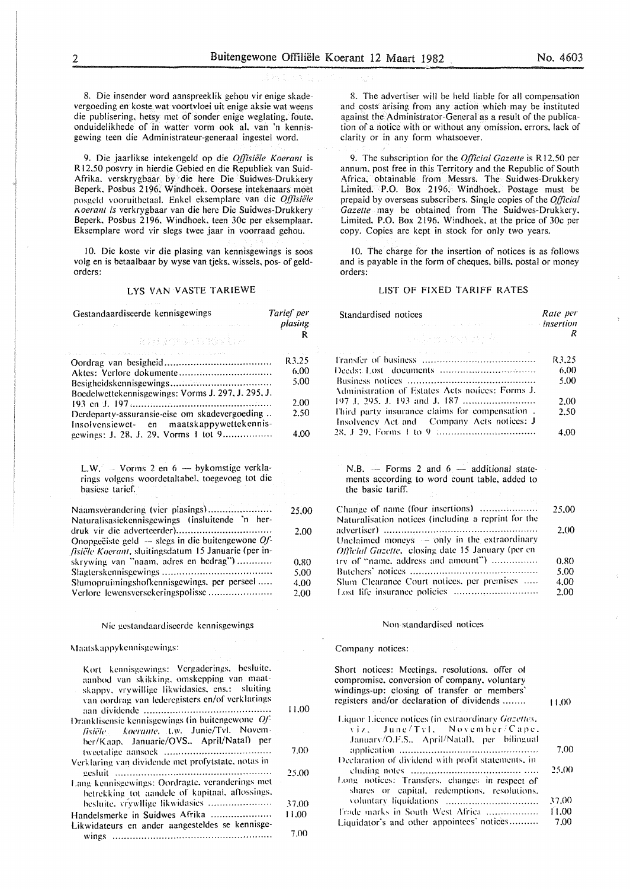8. Die insender word aanspreeklik gehou vir enige skadevergoeding en koste wat voortvloei uit enige aksie wat weens die publisering, hetsy met of sonder enige weglating, foute, onduidelikhede of in watter vorm ook al, van 'n kennisgewing teen die Administrateur-generaal ingestel word.

9. Die jaarlikse intekengeld op die *Offisiële Koerant* is R12,50 posvry in hierdie Gebied en die Republiek van Suid-Afrika, verskrygbaar by die here Die Suidwes-Drukkery Beperk, Posbus 2196, Windhoek. Oorsese intekenaars moet posgeld vooruitbetaal. Enkel eksemplare van die *Offisiële Koerant* is verkrygbaar van die here Die Suidwes-Drukkery Beperk, Posbus 2196, Windhoek, teen 30c per eksemplaar. Eksemplare word vir slegs twee jaar in voorraad gehou.

10. Die koste vir die plasing van kennisgewings is soos volg en is betaalbaar by wyse van tjeks, wissels, pos- of geldorders:

## LYS VAN VASTE TARIEWE

| Gestandaardiseerde kennisgewings | *Tarief per plasing* R |
|---|---|
| Oordrag van besigheid | R3,25 |
| Aktes: Verlore dokumente | 6,00 |
| Besigheidskennisgewings | 5,00 |
| Boedelwettekennisgewings: Vorms J. 297, J. 295, J. 193 en J. 197 | 2,00 |
| Derdeparty-assuransie-eise om skadevergoeding | 2,50 |
| Insolvensiewet- en maatskappywettekennisgewings: J. 28, J. 29, Vorms 1 tot 9 | 4,00 |

L.W. — Vorms 2 en 6 — bykomstige verklarings volgens woordetaltabel, toegevoeg tot die basiese tarief.

| | |
|---|---|
| Naamsverandering (vier plasings) | 25,00 |
| Naturalisasiekennisgewings (insluitende 'n herdruk vir die adverteerder) | 2,00 |
| Onopgeëiste geld — slegs in die buitengewone *Offisiële Koerant*, sluitingsdatum 15 Januarie (per inskrywing van "naam, adres en bedrag") | 0,80 |
| Slagterskennisgewings | 5,00 |
| Slumopruimingshofkennisgewings, per perseel | 4,00 |
| Verlore lewensversekeringspolisse | 2,00 |

### Nie gestandaardiseerde kennisgewings

Maatskappykennisgewings:

| | |
|---|---|
| Kort kennisgewings: Vergaderings, besluite, aanbod van skikking, omskepping van maatskappy, vrywillige likwidasies, ens.: sluiting van oordrag van lederegisters en/of verklarings aan dividende | 11,00 |
| Dranklisensie kennisgewings (in buitengewone *Offisiële koerante*, t.w. Junie/Tvl. November/Kaap, Januarie/OVS., April/Natal) per tweetalige aansoek | 7,00 |
| Verklaring van dividende met profytstate, notas ingesluit | 25,00 |
| Lang kennisgewings: Oordragte, veranderings met betrekking tot aandele of kapitaal, aflossings, besluite, vrywillige likwidasies | 37,00 |
| Handelsmerke in Suidwes Afrika | 11,00 |
| Likwidateurs en ander aangesteldes se kennisgewings | 7,00 |

8. The advertiser will be held liable for all compensation and costs arising from any action which may be instituted against the Administrator-General as a result of the publication of a notice with or without any omission, errors, lack of clarity or in any form whatsoever.

9. The subscription for the *Official Gazette* is R12,50 per annum, post free in this Territory and the Republic of South Africa, obtainable from Messrs. The Suidwes-Drukkery Limited, P.O. Box 2196, Windhoek. Postage must be prepaid by overseas subscribers. Single copies of the *Official Gazette* may be obtained from The Suidwes-Drukkery, Limited, P.O. Box 2196, Windhoek, at the price of 30c per copy. Copies are kept in stock for only two years.

10. The charge for the insertion of notices is as follows and is payable in the form of cheques, bills, postal or money orders:

## LIST OF FIXED TARIFF RATES

| Standardised notices | *Rate per insertion* R |
|---|---|
| Transfer of business | R3,25 |
| Deeds: Lost documents | 6,00 |
| Business notices | 5,00 |
| Administration of Estates Acts notices: Forms J. 197 J. 295, J. 193 and J. 187 | 2,00 |
| Third party insurance claims for compensation | 2,50 |
| Insolvency Act and Company Acts notices: J 28, J 29, Forms 1 to 9 | 4,00 |

N.B. — Forms 2 and 6 — additional statements according to word count table, added to the basic tariff.

| | |
|---|---|
| Change of name (four insertions) | 25,00 |
| Naturalisation notices (including a reprint for the advertiser) | 2,00 |
| Unclaimed moneys — only in the extraordinary *Official Gazette*, closing date 15 January (per entry of "name, address and amount") | 0,80 |
| Butchers' notices | 5,00 |
| Slum Clearance Court notices, per premises | 4,00 |
| Lost life insurance policies | 2,00 |

### Non-standardised notices

Company notices:

| | |
|---|---|
| Short notices: Meetings, resolutions, offer of compromise, conversion of company, voluntary windings-up: closing of transfer or members' registers and/or declaration of dividends | 11,00 |
| Liquor Licence notices (in extraordinary *Gazettes*, viz. June/Tvl. November/Cape, January/O.F.S., April/Natal), per bilingual application | 7,00 |
| Declaration of dividend with profit statements, including notes | 25,00 |
| Long notices: Transfers, changes in respect of shares or capital, redemptions, resolutions, voluntary liquidations | 37,00 |
| Trade marks in South West Africa | 11,00 |
| Liquidator's and other appointees' notices | 7,00 |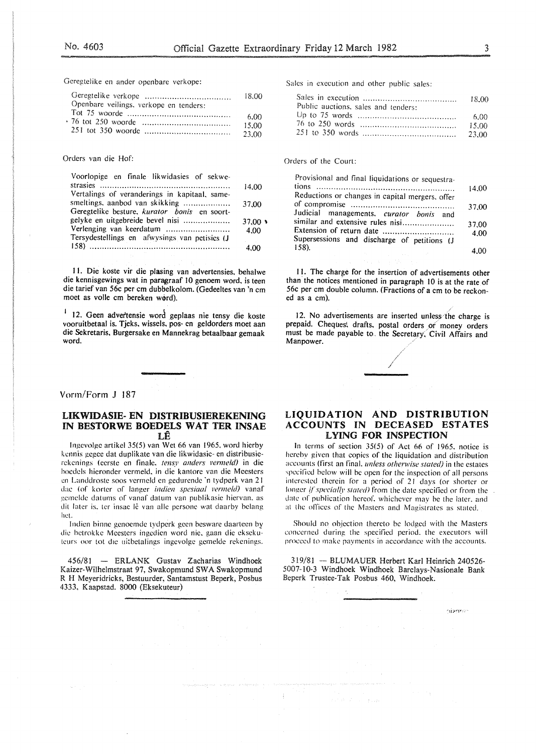Geregtelike en ander openbare verkope:

| | |
|---|---|
| Geregtelike verkope | 18,00 |
| Openbare veilings, verkope en tenders: | |
| Tot 75 woorde | 6,00 |
| 76 tot 250 woorde | 15,00 |
| 251 tot 350 woorde | 23,00 |

Orders van die Hof:

| | |
|---|---|
| Voorlopige en finale likwidasies of sekwestrasies | 14,00 |
| Vertalings of veranderings in kapitaal, samesmeltings, aanbod van skikking | 37,00 |
| Geregtelike besture, *kurator bonis* en soortgelyke en uitgebreide bevel nisi | 37,00 |
| Verlenging van keerdatum | 4,00 |
| Tersydestellings en afwysings van petisies (J 158) | 4,00 |

11. Die koste vir die plasing van advertensies, behalwe die kennisgewings wat in paragraaf 10 genoem word, is teen die tarief van 56c per cm dubbelkolom. (Gedeeltes van 'n cm moet as volle cm bereken word).

12. Geen advertensie word geplaas nie tensy die koste vooruitbetaal is. Tjeks, wissels, pos- en geldorders moet aan die Sekretaris, Burgersake en Mannekrag betaalbaar gemaak word.

Sales in execution and other public sales:

| | |
|---|---|
| Sales in execution | 18,00 |
| Public auctions, sales and tenders: | |
| Up to 75 words | 6,00 |
| 76 to 250 words | 15,00 |
| 251 to 350 words | 23,00 |

Orders of the Court:

| | |
|---|---|
| Provisional and final liquidations or sequestrations | 14,00 |
| Reductions or changes in capital mergers, offer of compromise | 37,00 |
| Judicial managements, *curator bonis* and similar and extensive rules nisi | 37,00 |
| Extension of return date | 4,00 |
| Supersessions and discharge of petitions (J 158). | 4,00 |

11. The charge for the insertion of advertisements other than the notices mentioned in paragraph 10 is at the rate of 56c per cm double column. (Fractions of a cm to be reckoned as a cm).

12. No advertisements are inserted unless the charge is prepaid. Cheques, drafts, postal orders or money orders must be made payable to the Secretary, Civil Affairs and Manpower.

Vorm/Form J 187

## LIKWIDASIE- EN DISTRIBUSIEREKENING IN BESTORWE BOEDELS WAT TER INSAE LÊ

Ingevolge artikel 35(5) van Wet 66 van 1965, word hierby kennis gegee dat duplikate van die likwidasie- en distribusierekenings (eerste en finale, *tensy anders vermeld*) in die boedels hieronder vermeld, in die kantore van die Meesters en Landdroste soos vermeld en gedurende 'n tydperk van 21 dae (of korter of langer *indien spesiaal vermeld*) vanaf gemelde datums of vanaf datum van publikasie hiervan, as dit later is, ter insae lê van alle persone wat daarby belang het.

Indien binne genoemde tydperk geen besware daarteen by die betrokke Meesters ingedien word nie, gaan die eksekuteurs oor tot die uitbetalings ingevolge gemelde rekenings.

456/81 — ERLANK Gustav Zacharias Windhoek Kaizer-Wilhelmstraat 97, Swakopmund SWA Swakopmund R H Meyeridricks, Bestuurder, Santamstust Beperk, Posbus 4333, Kaapstad. 8000 (Eksekuteur)

## LIQUIDATION AND DISTRIBUTION ACCOUNTS IN DECEASED ESTATES LYING FOR INSPECTION

In terms of section 35(5) of Act 66 of 1965, notice is hereby given that copies of the liquidation and distribution accounts (first an final, *unless otherwise stated*) in the estates specified below will be open for the inspection of all persons interested therein for a period of 21 days (or shorter or longer *if specially stated*) from the date specified or from the date of publication hereof, whichever may be the later, and at the offices of the Masters and Magistrates as stated.

Should no objection thereto be lodged with the Masters concerned during the specified period, the executors will proceed to make payments in accordance with the accounts.

319/81 — BLUMAUER Herbert Karl Heinrich 240526-5007-10-3 Windhoek Windhoek Barclays-Nasionale Bank Beperk Trustee-Tak Posbus 460, Windhoek.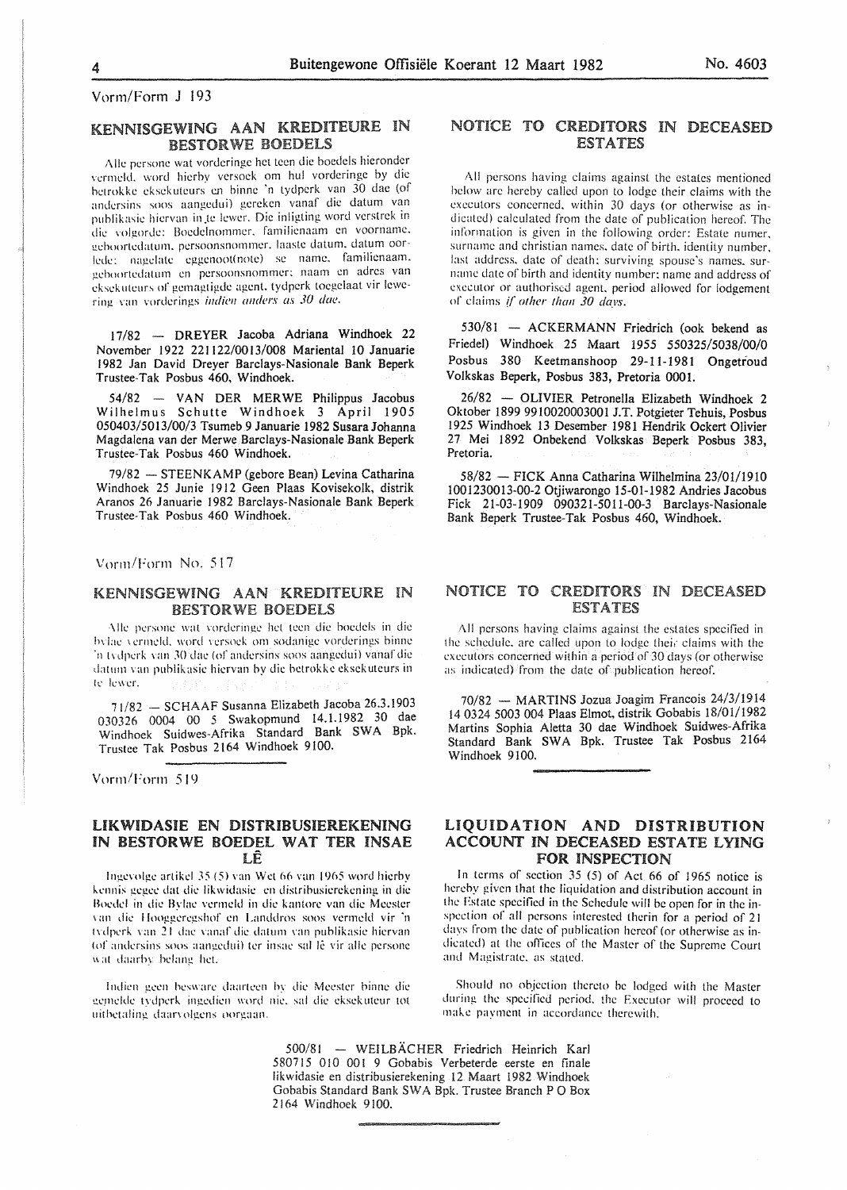Vorm/Form J 193

## KENNISGEWING AAN KREDITEURE IN BESTORWE BOEDELS

Alle persone wat vorderinge het teen die boedels hieronder vermeld, word hierby versoek om hul vorderinge by die betrokke eksekuteurs en binne 'n tydperk van 30 dae (of andersins soos aangedui) gereken vanaf die datum van publikasie hiervan in te lewer. Die inligting word verstrek in die volgorde: Boedelnommer, familienaam en voorname, geboortedatum, persoonsnommer, laaste datum, datum oorlede; nagelate eggenoot(note) se name, familienaam, geboortedatum en persoonsnommer; naam en adres van eksekuteurs of gemagtigde agent, tydperk toegelaat vir lewering van vorderings *indien anders as 30 dae*.

17/82 — DREYER Jacoba Adriana Windhoek 22 November 1922 221122/0013/008 Mariental 10 Januarie 1982 Jan David Dreyer Barclays-Nasionale Bank Beperk Trustee-Tak Posbus 460, Windhoek.

54/82 — VAN DER MERWE Philippus Jacobus Wilhelmus Schutte Windhoek 3 April 1905 050403/5013/00/3 Tsumeb 9 Januarie 1982 Susara Johanna Magdalena van der Merwe Barclays-Nasionale Bank Beperk Trustee-Tak Posbus 460 Windhoek.

79/82 — STEENKAMP (gebore Bean) Levina Catharina Windhoek 25 Junie 1912 Geen Plaas Kovisekolk, distrik Aranos 26 Januarie 1982 Barclays-Nasionale Bank Beperk Trustee-Tak Posbus 460 Windhoek.

## NOTICE TO CREDITORS IN DECEASED ESTATES

All persons having claims against the estates mentioned below are hereby called upon to lodge their claims with the executors concerned, within 30 days (or otherwise as indicated) calculated from the date of publication hereof. The information is given in the following order: Estate numer, surname and christian names, date of birth, identity number, last address, date of death; surviving spouse's names, surname date of birth and identity number; name and address of executor or authorised agent, period allowed for lodgement of claims *if other than 30 days*.

530/81 — ACKERMANN Friedrich (ook bekend as Friedel) Windhoek 25 Maart 1955 550325/5038/00/0 Posbus 380 Keetmanshoop 29-11-1981 Ongetroud Volkskas Beperk, Posbus 383, Pretoria 0001.

26/82 — OLIVIER Petronella Elizabeth Windhoek 2 Oktober 1899 9910020003001 J.T. Potgieter Tehuis, Posbus 1925 Windhoek 13 Desember 1981 Hendrik Ockert Olivier 27 Mei 1892 Onbekend Volkskas Beperk Posbus 383, Pretoria.

58/82 — FICK Anna Catharina Wilhelmina 23/01/1910 1001230013-00-2 Otjiwarongo 15-01-1982 Andries Jacobus Fick 21-03-1909 090321-5011-00-3 Barclays-Nasionale Bank Beperk Trustee-Tak Posbus 460, Windhoek.

Vorm/Form No. 517

## KENNISGEWING AAN KREDITEURE IN BESTORWE BOEDELS

Alle persone wat vorderinge het teen die boedels in die bylae vermeld, word versoek om sodanige vorderings binne 'n tydperk van 30 dae (of andersins soos aangedui) vanaf die datum van publikasie hiervan by die betrokke eksekuteurs in te lewer.

71/82 — SCHAAF Susanna Elizabeth Jacoba 26.3.1903 030326 0004 00 5 Swakopmund 14.1.1982 30 dae Windhoek Suidwes-Afrika Standard Bank SWA Bpk. Trustee Tak Posbus 2164 Windhoek 9100.

## NOTICE TO CREDITORS IN DECEASED ESTATES

All persons having claims against the estates specified in the schedule, are called upon to lodge their claims with the executors concerned within a period of 30 days (or otherwise as indicated) from the date of publication hereof.

70/82 — MARTINS Jozua Joagim Francois 24/3/1914 14 0324 5003 004 Plaas Elmot, distrik Gobabis 18/01/1982 Martins Sophia Aletta 30 dae Windhoek Suidwes-Afrika Standard Bank SWA Bpk. Trustee Tak Posbus 2164 Windhoek 9100.

Vorm/Form 519

## LIKWIDASIE EN DISTRIBUSIEREKENING IN BESTORWE BOEDEL WAT TER INSAE LÊ

Ingevolge artikel 35 (5) van Wet 66 van 1965 word hierby kennis gegee dat die likwidasie en distribusierekening in die Boedel in die Bylae vermeld in die kantore van die Meester van die Hooggeregshof en Landdros soos vermeld vir 'n tydperk van 21 dae vanaf die datum van publikasie hiervan (of andersins soos aangedui) ter insae sal lê vir alle persone wat daarby belang het.

Indien geen besware daarteen by die Meester binne die gemelde tydperk ingedien word nie, sal die eksekuteur tot uitbetaling daarvolgens oorgaan.

## LIQUIDATION AND DISTRIBUTION ACCOUNT IN DECEASED ESTATE LYING FOR INSPECTION

In terms of section 35 (5) of Act 66 of 1965 notice is hereby given that the liquidation and distribution account in the Estate specified in the Schedule will be open for in the inspection of all persons interested therin for a period of 21 days from the date of publication hereof (or otherwise as indicated) at the offices of the Master of the Supreme Court and Magistrate, as stated.

Should no objection thereto be lodged with the Master during the specified period, the Executor will proceed to make payment in accordance therewith.

500/81 — WEILBÄCHER Friedrich Heinrich Karl 580715 010 001 9 Gobabis Verbeterde eerste en finale likwidasie en distribusierekening 12 Maart 1982 Windhoek Gobabis Standard Bank SWA Bpk. Trustee Branch P O Box 2164 Windhoek 9100.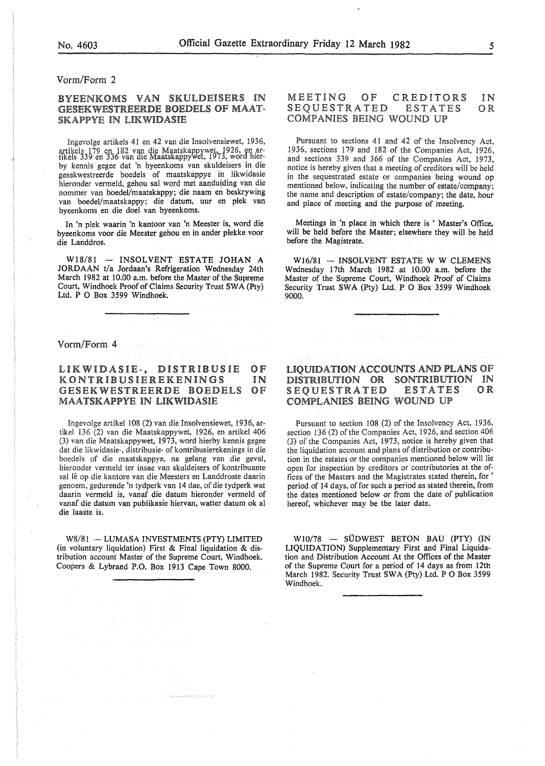Vorm/Form 2

## BYEENKOMS VAN SKULDEISERS IN GESEKWESTREERDE BOEDELS OF MAATSKAPPYE IN LIKWIDASIE

Ingevolge artikels 41 en 42 van die Insolvensiewet, 1936, artikels 179 en 182 van die Maatskappywet, 1926, en artikels 339 en 336 van die Maatskappywet, 1973, word hierby kennis gegee dat 'n byeenkoms van skuldeisers in die gesekwestreerde boedels of maatskappye in likwidasie hieronder vermeld, gehou sal word met aanduiding van die nommer van boedel/maatskappy; die naam en beskrywing van boedel/maatskappy; die datum, uur en plek van byeenkoms en die doel van byeenkoms.

In 'n plek waarin 'n kantoor van 'n Meester is, word die byeenkoms voor die Meester gehou en in ander plekke voor die Landdros.

W18/81 — INSOLVENT ESTATE JOHAN A JORDAAN t/a Jordaan's Refrigeration Wednesday 24th March 1982 at 10.00 a.m. before the Master of the Supreme Court, Windhoek Proof of Claims Security Trust SWA (Pty) Ltd. P O Box 3599 Windhoek.

## MEETING OF CREDITORS IN SEQUESTRATED ESTATES OR COMPANIES BEING WOUND UP

Pursuant to sections 41 and 42 of the Insolvency Act, 1936, sections 179 and 182 of the Companies Act, 1926, and sections 339 and 366 of the Companies Act, 1973, notice is hereby given that a meeting of creditors will be held in the sequestrated estate or companies being wound op mentioned below, indicating the number of estate/company; the name and description of estate/company; the date, hour and place of meeting and the purpose of meeting.

Meetings in 'n place in which there is ' Master's Office, will be held before the Master; elsewhere they will be held before the Magistrate.

W16/81 — INSOLVENT ESTATE W W CLEMENS Wednesday 17th March 1982 at 10.00 a.m. before the Master of the Supreme Court, Windhoek Proof of Claims Security Trust SWA (Pty) Ltd. P O Box 3599 Windhoek 9000.

Vorm/Form 4

## LIKWIDASIE-, DISTRIBUSIE OF KONTRIBUSIEREKENINGS IN GESEKWESTREERDE BOEDELS OF MAATSKAPPYE IN LIKWIDASIE

Ingevolge artikel 108 (2) van die Insolvensiewet, 1936, artikel 136 (2) van die Maatskappywet, 1926, en artikel 406 (3) van die Maatskappywet, 1973, word hierby kennis gegee dat die likwidasie-, distribusie- of kontribusierekenings in die boedels of die maatskappye, na gelang van die geval, hieronder vermeld ter insae van skuldeisers of kontribuante sal lê op die kantore van die Meesters en Landdroste daarin genoem, gedurende 'n tydperk van 14 dae, of die tydperk wat daarin vermeld is, vanaf die datum hieronder vermeld of vanaf die datum van publikasie hiervan, watter datum ok al die laaste is.

W8/81 — LUMASA INVESTMENTS (PTY) LIMITED (in voluntary liquidation) First & Final liquidation & distribution account Master of the Supreme Court, Windhoek. Coopers & Lybrand P.O. Box 1913 Cape Town 8000.

## LIQUIDATION ACCOUNTS AND PLANS OF DISTRIBUTION OR SONTRIBUTION IN SEQUESTRATED ESTATES OR COMPLANIES BEING WOUND UP

Pursuant to section 108 (2) of the Insolvency Act, 1936, section 136 (2) of the Companies Act, 1926, and section 406 (3) of the Companies Act, 1973, notice is hereby given that the liquidation account and plans of distribution or contribution in the estates or the companies mentioned below will lie open for inspection by creditors or contributories at the offices of the Masters and the Magistrates stated therein, for ' period of 14 days, of for such a period as stated therein, from the dates mentioned below or from the date of publication hereof, whichever may be the later date.

W10/78 — SÜDWEST BETON BAU (PTY) (IN LIQUIDATION) Supplementary First and Final Liquidation and Distribution Account At the Offices of the Master of the Supreme Court for a period of 14 days as from 12th March 1982. Security Trust SWA (Pty) Ltd. P O Box 3599 Windhoek.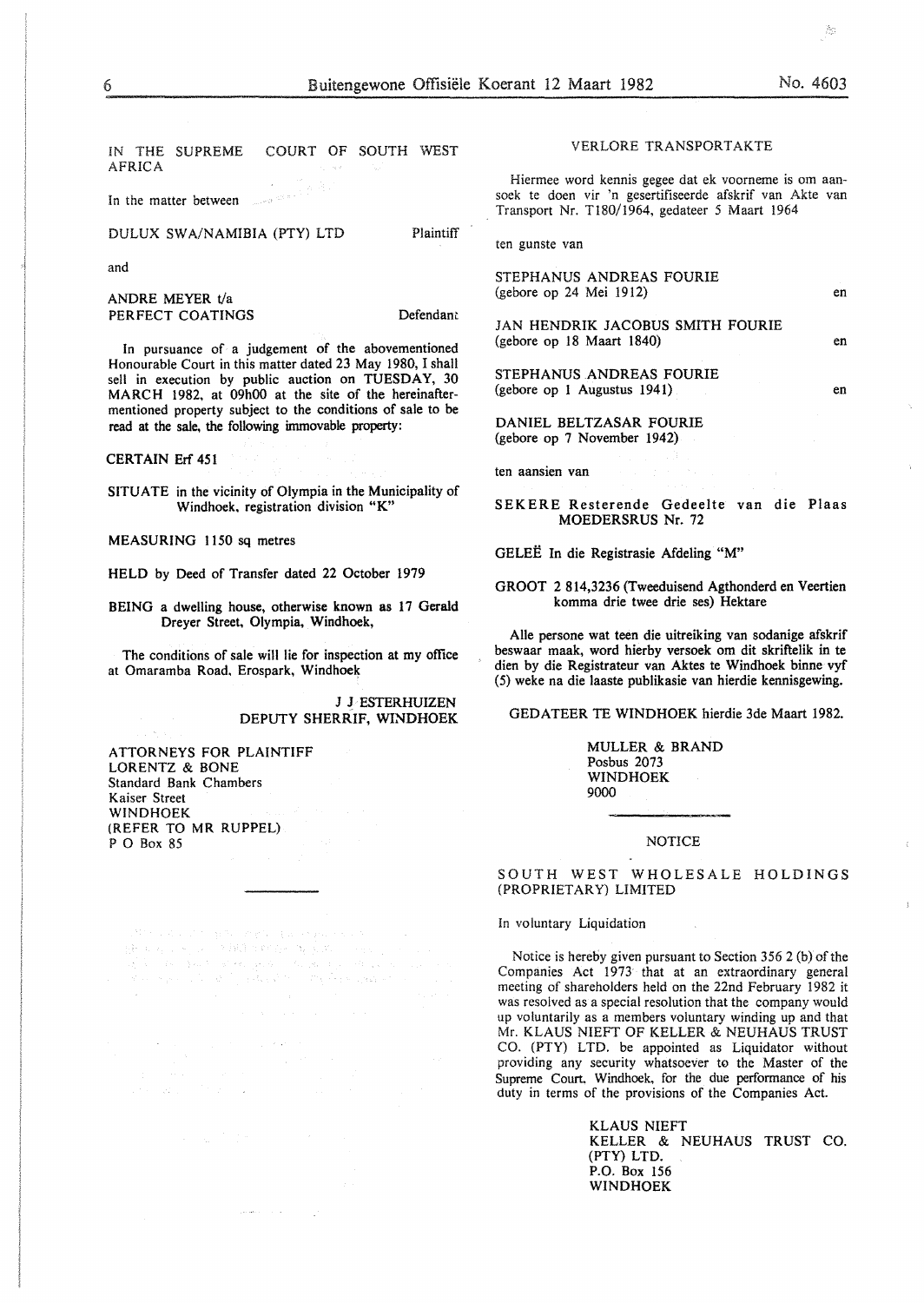IN THE SUPREME COURT OF SOUTH WEST AFRICA

In the matter between

DULUX SWA/NAMIBIA (PTY) LTD — Plaintiff

and

ANDRE MEYER t/a PERFECT COATINGS — Defendant

In pursuance of a judgement of the abovementioned Honourable Court in this matter dated 23 May 1980, I shall sell in execution by public auction on TUESDAY, 30 MARCH 1982, at 09h00 at the site of the hereinafter-mentioned property subject to the conditions of sale to be read at the sale, the following immovable property:

CERTAIN Erf 451

SITUATE in the vicinity of Olympia in the Municipality of Windhoek, registration division "K"

MEASURING 1150 sq metres

HELD by Deed of Transfer dated 22 October 1979

BEING a dwelling house, otherwise known as 17 Gerald Dreyer Street, Olympia, Windhoek,

The conditions of sale will lie for inspection at my office at Omaramba Road, Erospark, Windhoek

J J ESTERHUIZEN
DEPUTY SHERRIF, WINDHOEK

ATTORNEYS FOR PLAINTIFF
LORENTZ & BONE
Standard Bank Chambers
Kaiser Street
WINDHOEK
(REFER TO MR RUPPEL)
P O Box 85

---

VERLORE TRANSPORTAKTE

Hiermee word kennis gegee dat ek voorneme is om aansoek te doen vir 'n gesertifiseerde afskrif van Akte van Transport Nr. T180/1964, gedateer 5 Maart 1964

ten gunste van

STEPHANUS ANDREAS FOURIE
(gebore op 24 Mei 1912) en

JAN HENDRIK JACOBUS SMITH FOURIE
(gebore op 18 Maart 1840) en

STEPHANUS ANDREAS FOURIE
(gebore op 1 Augustus 1941) en

DANIEL BELTZASAR FOURIE
(gebore op 7 November 1942)

ten aansien van

SEKERE Resterende Gedeelte van die Plaas MOEDERSRUS Nr. 72

GELEË In die Registrasie Afdeling "M"

GROOT 2 814,3236 (Tweeduisend Agthonderd en Veertien komma drie twee drie ses) Hektare

Alle persone wat teen die uitreiking van sodanige afskrif beswaar maak, word hierby versoek om dit skriftelik in te dien by die Registrateur van Aktes te Windhoek binne vyf (5) weke na die laaste publikasie van hierdie kennisgewing.

GEDATEER TE WINDHOEK hierdie 3de Maart 1982.

MULLER & BRAND
Posbus 2073
WINDHOEK
9000

---

NOTICE

SOUTH WEST WHOLESALE HOLDINGS (PROPRIETARY) LIMITED

In voluntary Liquidation

Notice is hereby given pursuant to Section 356 2 (b) of the Companies Act 1973 that at an extraordinary general meeting of shareholders held on the 22nd February 1982 it was resolved as a special resolution that the company would up voluntarily as a members voluntary winding up and that Mr. KLAUS NIEFT OF KELLER & NEUHAUS TRUST CO. (PTY) LTD. be appointed as Liquidator without providing any security whatsoever to the Master of the Supreme Court, Windhoek, for the due performance of his duty in terms of the provisions of the Companies Act.

KLAUS NIEFT
KELLER & NEUHAUS TRUST CO. (PTY) LTD.
P.O. Box 156
WINDHOEK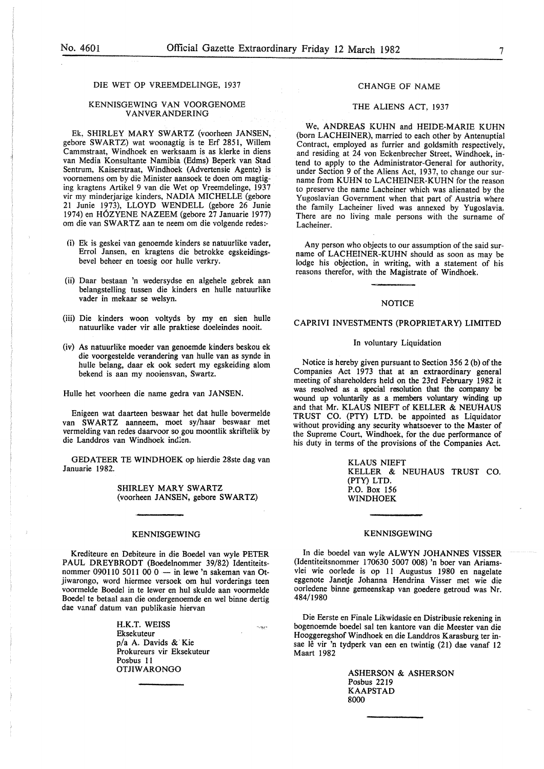DIE WET OP VREEMDELINGE, 1937

KENNISGEWING VAN VOORGENOME VANVERANDERING

Ek, SHIRLEY MARY SWARTZ (voorheen JANSEN, gebore SWARTZ) wat woonagtig is te Erf 2851, Willem Cammstraat, Windhoek en werksaam is as klerke in diens van Media Konsultante Namibia (Edms) Beperk van Stad Sentrum, Kaiserstraat, Windhoek (Advertensie Agente) is voornemens om by die Minister aansoek te doen om magtiging kragtens Artikel 9 van die Wet op Vreemdelinge, 1937 vir my minderjarige kinders, NADIA MICHELLE (gebore 21 Junie 1973), LLOYD WENDELL (gebore 26 Junie 1974) en HÓZYENE NAZEEM (gebore 27 Januarie 1977) om die van SWARTZ aan te neem om die volgende redes:-

(i) Ek is geskei van genoemde kinders se natuurlike vader, Errol Jansen, en kragtens die betrokke egskeidingsbevel beheer en toesig oor hulle verkry.

(ii) Daar bestaan 'n wedersydse en algehele gebrek aan belangstelling tussen die kinders en hulle natuurlike vader in mekaar se welsyn.

(iii) Die kinders woon voltyds by my en sien hulle natuurlike vader vir alle praktiese doeleindes nooit.

(iv) As natuurlike moeder van genoemde kinders beskou ek die voorgestelde verandering van hulle van as synde in hulle belang, daar ek ook sedert my egskeiding alom bekend is aan my nooiensvan, Swartz.

Hulle het voorheen die name gedra van JANSEN.

Enigeen wat daarteen beswaar het dat hulle bovermelde van SWARTZ aanneem, moet sy/haar beswaar met vermelding van redes daarvoor so gou moontlik skriftelik by die Landdros van Windhoek indien.

GEDATEER TE WINDHOEK op hierdie 28ste dag van Januarie 1982.

SHIRLEY MARY SWARTZ
(voorheen JANSEN, gebore SWARTZ)

---

KENNISGEWING

Krediteure en Debiteure in die Boedel van wyle PETER PAUL DREYBRODT (Boedelnommer 39/82) Identiteitsnommer 090110 5011 00 0 — in lewe 'n sakeman van Otjiwarongo, word hiermee versoek om hul vorderings teen voormelde Boedel in te lewer en hul skulde aan voormelde Boedel te betaal aan die ondergenoemde en wel binne dertig dae vanaf datum van publikasie hiervan

H.K.T. WEISS
Eksekuteur
p/a A. Davids & Kie
Prokureurs vir Eksekuteur
Posbus 11
OTJIWARONGO

---

CHANGE OF NAME

THE ALIENS ACT, 1937

We, ANDREAS KUHN and HEIDE-MARIE KUHN (born LACHEINER), married to each other by Antenuptial Contract, employed as furrier and goldsmith respectively, and residing at 24 von Eckenbrecher Street, Windhoek, intend to apply to the Administrator-General for authority, under Section 9 of the Aliens Act, 1937, to change our surname from KUHN to LACHEINER-KUHN for the reason to preserve the name Lacheiner which was alienated by the Yugoslavian Government when that part of Austria where the family Lacheiner lived was annexed by Yugoslavia. There are no living male persons with the surname of Lacheiner.

Any person who objects to our assumption of the said surname of LACHEINER-KUHN should as soon as may be lodge his objection, in writing, with a statement of his reasons therefor, with the Magistrate of Windhoek.

---

NOTICE

CAPRIVI INVESTMENTS (PROPRIETARY) LIMITED

In voluntary Liquidation

Notice is hereby given pursuant to Section 356 2 (b) of the Companies Act 1973 that at an extraordinary general meeting of shareholders held on the 23rd February 1982 it was resolved as a special resolution that the company be wound up voluntarily as a members voluntary winding up and that Mr. KLAUS NIEFT of KELLER & NEUHAUS TRUST CO. (PTY) LTD. be appointed as Liquidator without providing any security whatsoever to the Master of the Supreme Court, Windhoek, for the due performance of his duty in terms of the provisions of the Companies Act.

KLAUS NIEFT
KELLER & NEUHAUS TRUST CO. (PTY) LTD.
P.O. Box 156
WINDHOEK

---

KENNISGEWING

In die boedel van wyle ALWYN JOHANNES VISSER (Identiteitsnommer 170630 5007 008) 'n boer van Ariamsvlei wie oorlede is op 11 Augustus 1980 en nagelate eggenote Janetje Johanna Hendrina Visser met wie die oorledene binne gemeenskap van goedere getroud was Nr. 484/1980

Die Eerste en Finale Likwidasie en Distribusie rekening in bogenoemde boedel sal ten kantore van die Meester van die Hooggeregshof Windhoek en die Landdros Karasburg ter insae lê vir 'n tydperk van een en twintig (21) dae vanaf 12 Maart 1982

ASHERSON & ASHERSON
Posbus 2219
KAAPSTAD
8000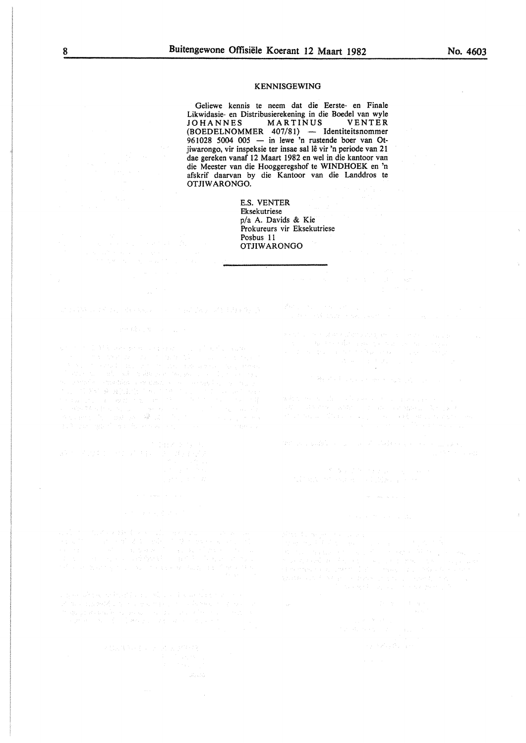## KENNISGEWING

Geliewe kennis te neem dat die Eerste- en Finale Likwidasie- en Distribusierekening in die Boedel van wyle JOHANNES MARTINUS VENTER (BOEDELNOMMER 407/81) — Identiteitsnommer 961028 5004 005 — in lewe 'n rustende boer van Otjiwarongo, vir inspeksie ter insae sal lê vir 'n periode van 21 dae gereken vanaf 12 Maart 1982 en wel in die kantoor van die Meester van die Hooggeregshof te WINDHOEK en 'n afskrif daarvan by die Kantoor van die Landdros te OTJIWARONGO.

E.S. VENTER
Eksekutriese
p/a A. Davids & Kie
Prokureurs vir Eksekutriese
Posbus 11
OTJIWARONGO